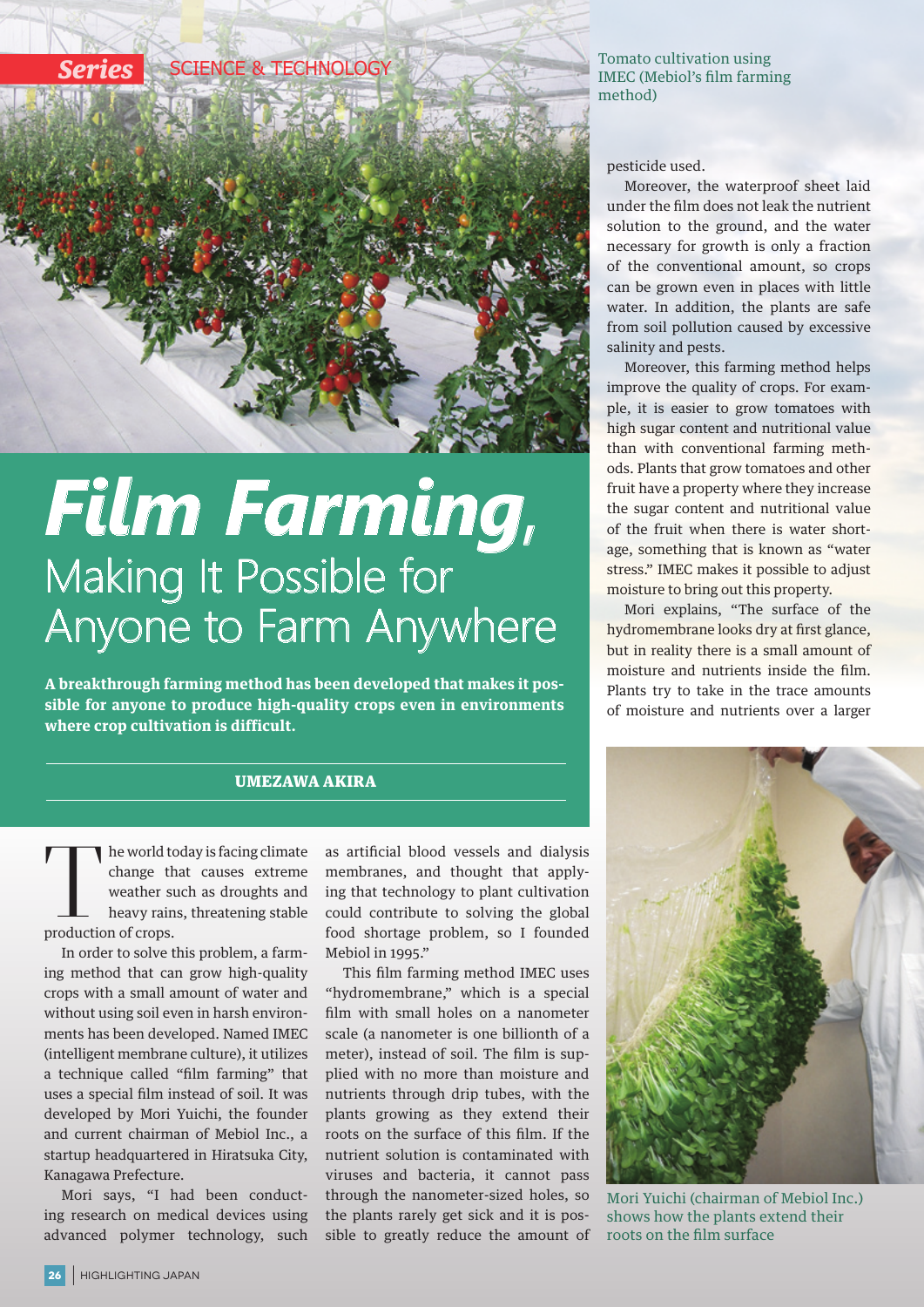Series SCIENCE & TECHNOLOGY

Tomato cultivation using IMEC (Mebiol's film farming method)

# Film Farming, Making It Possible for Anyone to Farm Anywhere

**A breakthrough farming method has been developed that makes it possible for anyone to produce high-quality crops even in environments where crop cultivation is difficult.**

**UMEZAWA AKIRA**

The world today is facing climate change that causes extreme weather such as droughts and heavy rains, threatening stable production of crops.

In order to solve this problem, a farming method that can grow high-quality crops with a small amount of water and without using soil even in harsh environments has been developed. Named IMEC (intelligent membrane culture), it utilizes a technique called "film farming" that uses a special film instead of soil. It was developed by Mori Yuichi, the founder and current chairman of Mebiol Inc., a startup headquartered in Hiratsuka City, Kanagawa Prefecture.

Mori says, "I had been conducting research on medical devices using advanced polymer technology, such as artificial blood vessels and dialysis membranes, and thought that applying that technology to plant cultivation could contribute to solving the global food shortage problem, so I founded Mebiol in 1995."

This film farming method IMEC uses "hydromembrane," which is a special film with small holes on a nanometer scale (a nanometer is one billionth of a meter), instead of soil. The film is supplied with no more than moisture and nutrients through drip tubes, with the plants growing as they extend their roots on the surface of this film. If the nutrient solution is contaminated with viruses and bacteria, it cannot pass through the nanometer-sized holes, so the plants rarely get sick and it is possible to greatly reduce the amount of pesticide used.

Moreover, the waterproof sheet laid under the film does not leak the nutrient solution to the ground, and the water necessary for growth is only a fraction of the conventional amount, so crops can be grown even in places with little water. In addition, the plants are safe from soil pollution caused by excessive salinity and pests.

Moreover, this farming method helps improve the quality of crops. For example, it is easier to grow tomatoes with high sugar content and nutritional value than with conventional farming methods. Plants that grow tomatoes and other fruit have a property where they increase the sugar content and nutritional value of the fruit when there is water shortage, something that is known as "water stress." IMEC makes it possible to adjust moisture to bring out this property.

Mori explains, "The surface of the hydromembrane looks dry at first glance, but in reality there is a small amount of moisture and nutrients inside the film. Plants try to take in the trace amounts of moisture and nutrients over a larger

Mori Yuichi (chairman of Mebiol Inc.) shows how the plants extend their roots on the film surface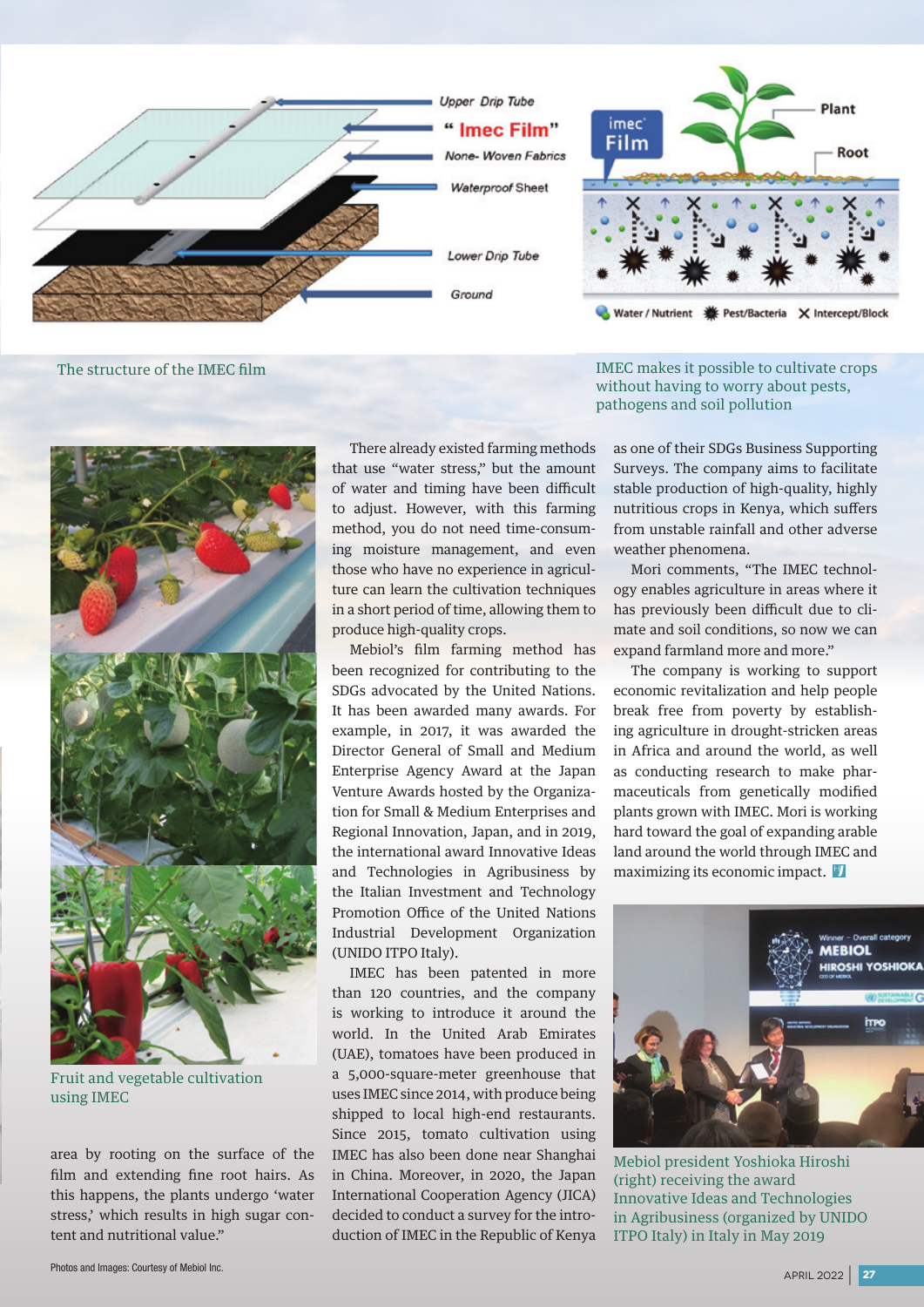The structure of the IMEC film

IMEC makes it possible to cultivate crops without having to worry about pests, pathogens and soil pollution

Fruit and vegetable cultivation using IMEC

area by rooting on the surface of the film and extending fine root hairs. As this happens, the plants undergo 'water stress,' which results in high sugar content and nutritional value."

There already existed farming methods that use "water stress," but the amount of water and timing have been difficult to adjust. However, with this farming method, you do not need time-consuming moisture management, and even those who have no experience in agriculture can learn the cultivation techniques in a short period of time, allowing them to produce high-quality crops.

Mebiol's film farming method has been recognized for contributing to the SDGs advocated by the United Nations. It has been awarded many awards. For example, in 2017, it was awarded the Director General of Small and Medium Enterprise Agency Award at the Japan Venture Awards hosted by the Organization for Small & Medium Enterprises and Regional Innovation, Japan, and in 2019, the international award Innovative Ideas and Technologies in Agribusiness by the Italian Investment and Technology Promotion Office of the United Nations Industrial Development Organization (UNIDO ITPO Italy).

IMEC has been patented in more than 120 countries, and the company is working to introduce it around the world. In the United Arab Emirates (UAE), tomatoes have been produced in a 5,000-square-meter greenhouse that uses IMEC since 2014, with produce being shipped to local high-end restaurants. Since 2015, tomato cultivation using IMEC has also been done near Shanghai in China. Moreover, in 2020, the Japan International Cooperation Agency (JICA) decided to conduct a survey for the introduction of IMEC in the Republic of Kenya as one of their SDGs Business Supporting Surveys. The company aims to facilitate stable production of high-quality, highly nutritious crops in Kenya, which suffers from unstable rainfall and other adverse weather phenomena.

Mori comments, "The IMEC technology enables agriculture in areas where it has previously been difficult due to climate and soil conditions, so now we can expand farmland more and more."

The company is working to support economic revitalization and help people break free from poverty by establishing agriculture in drought-stricken areas in Africa and around the world, as well as conducting research to make pharmaceuticals from genetically modified plants grown with IMEC. Mori is working hard toward the goal of expanding arable land around the world through IMEC and maximizing its economic impact.

Mebiol president Yoshioka Hiroshi (right) receiving the award Innovative Ideas and Technologies in Agribusiness (organized by UNIDO ITPO Italy) in Italy in May 2019

Photos and Images: Courtesy of Mebiol Inc.